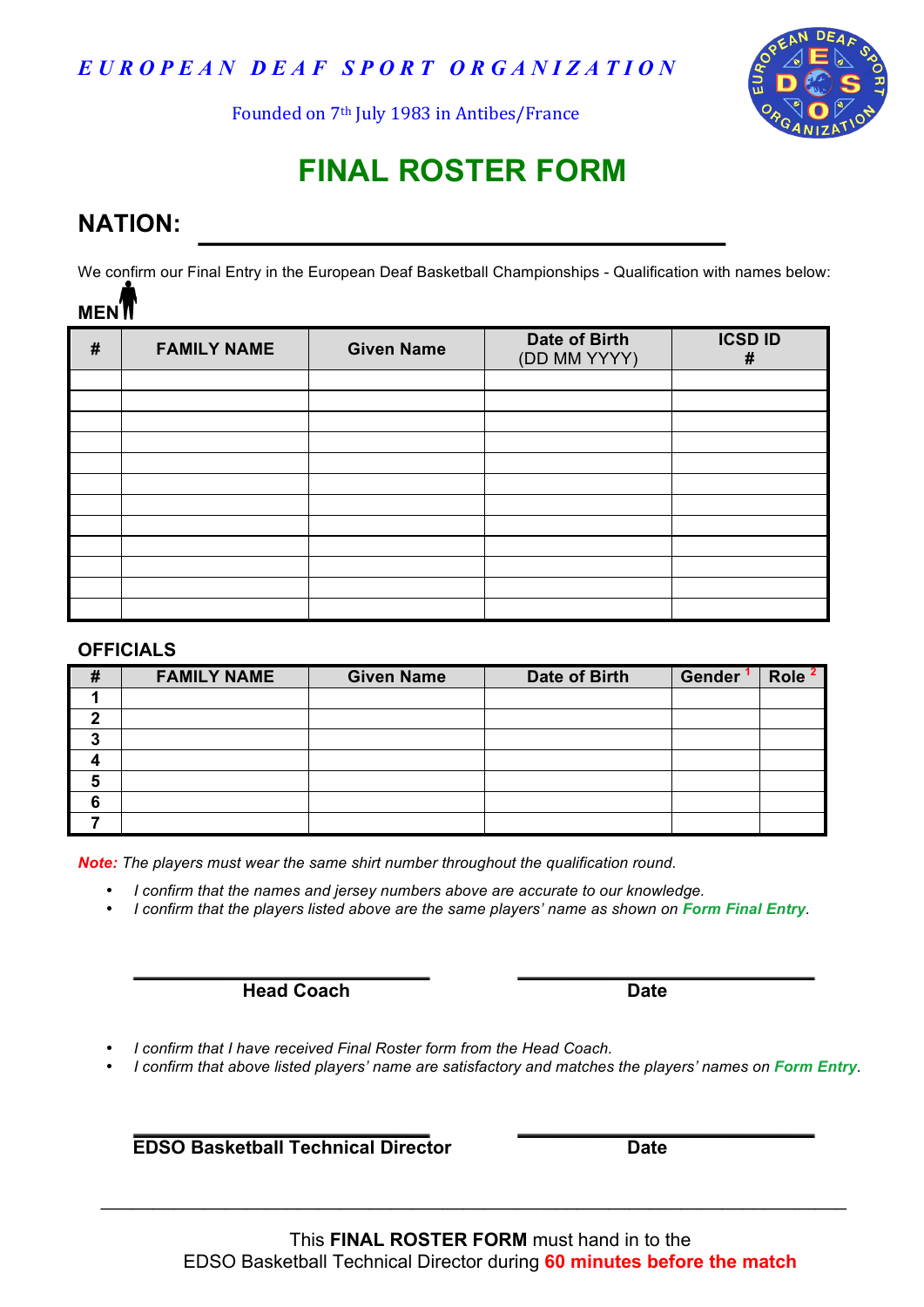*EUROPEAN DEAF SPORT ORGANIZATION*

Founded on 7th July 1983 in Antibes/France

# FINAL ROSTER FORM

## NATION: ______________________________

We confirm our Final Entry in the European Deaf Basketball Championships - Qualification with names below:

### MEN

| # | FAMILY NAME | Given Name | Date of Birth (DD MM YYYY) | ICSD ID # |
|---|---|---|---|---|
| | | | | |
| | | | | |
| | | | | |
| | | | | |
| | | | | |
| | | | | |
| | | | | |
| | | | | |
| | | | | |
| | | | | |
| | | | | |
| | | | | |

### OFFICIALS

| # | FAMILY NAME | Given Name | Date of Birth | Gender [1] | Role [2] |
|---|---|---|---|---|---|
| 1 | | | | | |
| 2 | | | | | |
| 3 | | | | | |
| 4 | | | | | |
| 5 | | | | | |
| 6 | | | | | |
| 7 | | | | | |

***Note:*** *The players must wear the same shirt number throughout the qualification round.*

- *I confirm that the names and jersey numbers above are accurate to our knowledge.*
- *I confirm that the players listed above are the same players' name as shown on **Form Final Entry**.*

______________________________ ______________________________

**Head Coach** **Date**

- *I confirm that I have received Final Roster form from the Head Coach.*
- *I confirm that above listed players' name are satisfactory and matches the players' names on **Form Entry**.*

______________________________ ______________________________

**EDSO Basketball Technical Director** **Date**

---

This **FINAL ROSTER FORM** must hand in to the EDSO Basketball Technical Director during **60 minutes before the match**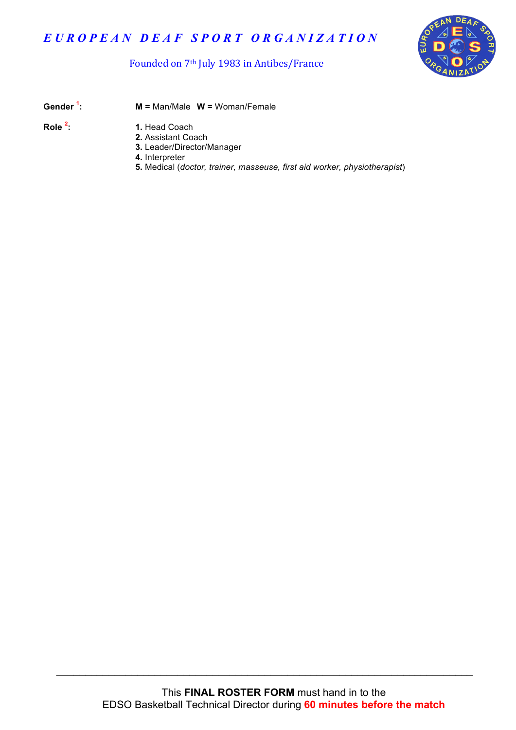# EUROPEAN DEAF SPORT ORGANIZATION

Founded on 7th July 1983 in Antibes/France

**Gender** [1]: **M =** Man/Male **W =** Woman/Female

**Role** [2]:

**1.** Head Coach
**2.** Assistant Coach
**3.** Leader/Director/Manager
**4.** Interpreter
**5.** Medical (*doctor, trainer, masseuse, first aid worker, physiotherapist*)

---

This **FINAL ROSTER FORM** must hand in to the EDSO Basketball Technical Director during **60 minutes before the match**